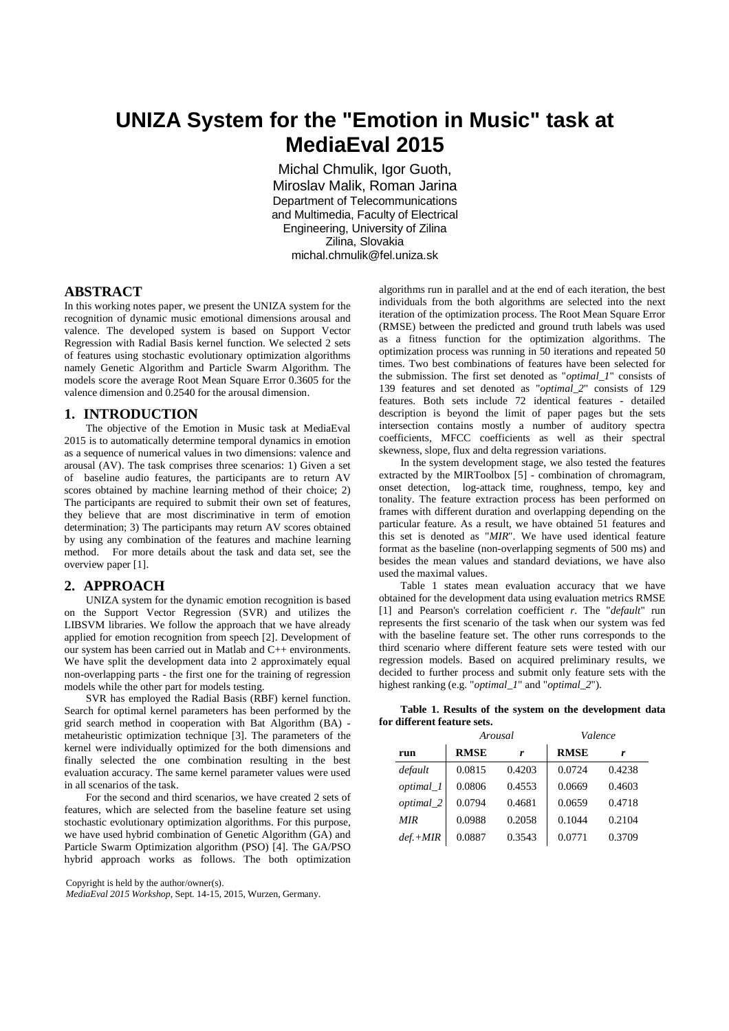# UNIZA System for the "Emotion in Music" task at MediaEval 2015

Michal Chmulik, Igor Guoth,
Miroslav Malik, Roman Jarina
Department of Telecommunications and Multimedia, Faculty of Electrical Engineering, University of Zilina
Zilina, Slovakia
michal.chmulik@fel.uniza.sk

## ABSTRACT

In this working notes paper, we present the UNIZA system for the recognition of dynamic music emotional dimensions arousal and valence. The developed system is based on Support Vector Regression with Radial Basis kernel function. We selected 2 sets of features using stochastic evolutionary optimization algorithms namely Genetic Algorithm and Particle Swarm Algorithm. The models score the average Root Mean Square Error 0.3605 for the valence dimension and 0.2540 for the arousal dimension.

## 1. INTRODUCTION

The objective of the Emotion in Music task at MediaEval 2015 is to automatically determine temporal dynamics in emotion as a sequence of numerical values in two dimensions: valence and arousal (AV). The task comprises three scenarios: 1) Given a set of baseline audio features, the participants are to return AV scores obtained by machine learning method of their choice; 2) The participants are required to submit their own set of features, they believe that are most discriminative in term of emotion determination; 3) The participants may return AV scores obtained by using any combination of the features and machine learning method. For more details about the task and data set, see the overview paper [1].

## 2. APPROACH

UNIZA system for the dynamic emotion recognition is based on the Support Vector Regression (SVR) and utilizes the LIBSVM libraries. We follow the approach that we have already applied for emotion recognition from speech [2]. Development of our system has been carried out in Matlab and C++ environments. We have split the development data into 2 approximately equal non-overlapping parts - the first one for the training of regression models while the other part for models testing.

SVR has employed the Radial Basis (RBF) kernel function. Search for optimal kernel parameters has been performed by the grid search method in cooperation with Bat Algorithm (BA) - metaheuristic optimization technique [3]. The parameters of the kernel were individually optimized for the both dimensions and finally selected the one combination resulting in the best evaluation accuracy. The same kernel parameter values were used in all scenarios of the task.

For the second and third scenarios, we have created 2 sets of features, which are selected from the baseline feature set using stochastic evolutionary optimization algorithms. For this purpose, we have used hybrid combination of Genetic Algorithm (GA) and Particle Swarm Optimization algorithm (PSO) [4]. The GA/PSO hybrid approach works as follows. The both optimization algorithms run in parallel and at the end of each iteration, the best individuals from the both algorithms are selected into the next iteration of the optimization process. The Root Mean Square Error (RMSE) between the predicted and ground truth labels was used as a fitness function for the optimization algorithms. The optimization process was running in 50 iterations and repeated 50 times. Two best combinations of features have been selected for the submission. The first set denoted as "*optimal_1*" consists of 139 features and set denoted as "*optimal_2*" consists of 129 features. Both sets include 72 identical features - detailed description is beyond the limit of paper pages but the sets intersection contains mostly a number of auditory spectra coefficients, MFCC coefficients as well as their spectral skewness, slope, flux and delta regression variations.

In the system development stage, we also tested the features extracted by the MIRToolbox [5] - combination of chromagram, onset detection, log-attack time, roughness, tempo, key and tonality. The feature extraction process has been performed on frames with different duration and overlapping depending on the particular feature. As a result, we have obtained 51 features and this set is denoted as "*MIR*". We have used identical feature format as the baseline (non-overlapping segments of 500 ms) and besides the mean values and standard deviations, we have also used the maximal values.

Table 1 states mean evaluation accuracy that we have obtained for the development data using evaluation metrics RMSE [1] and Pearson's correlation coefficient *r*. The "*default*" run represents the first scenario of the task when our system was fed with the baseline feature set. The other runs corresponds to the third scenario where different feature sets were tested with our regression models. Based on acquired preliminary results, we decided to further process and submit only feature sets with the highest ranking (e.g. "*optimal_1*" and "*optimal_2*").

**Table 1. Results of the system on the development data for different feature sets.**

| | *Arousal* | | *Valence* | |
|---|---|---|---|---|
| **run** | **RMSE** | ***r*** | **RMSE** | ***r*** |
| *default* | 0.0815 | 0.4203 | 0.0724 | 0.4238 |
| *optimal_1* | 0.0806 | 0.4553 | 0.0669 | 0.4603 |
| *optimal_2* | 0.0794 | 0.4681 | 0.0659 | 0.4718 |
| *MIR* | 0.0988 | 0.2058 | 0.1044 | 0.2104 |
| *def.+MIR* | 0.0887 | 0.3543 | 0.0771 | 0.3709 |

Copyright is held by the author/owner(s).
*MediaEval 2015 Workshop*, Sept. 14-15, 2015, Wurzen, Germany.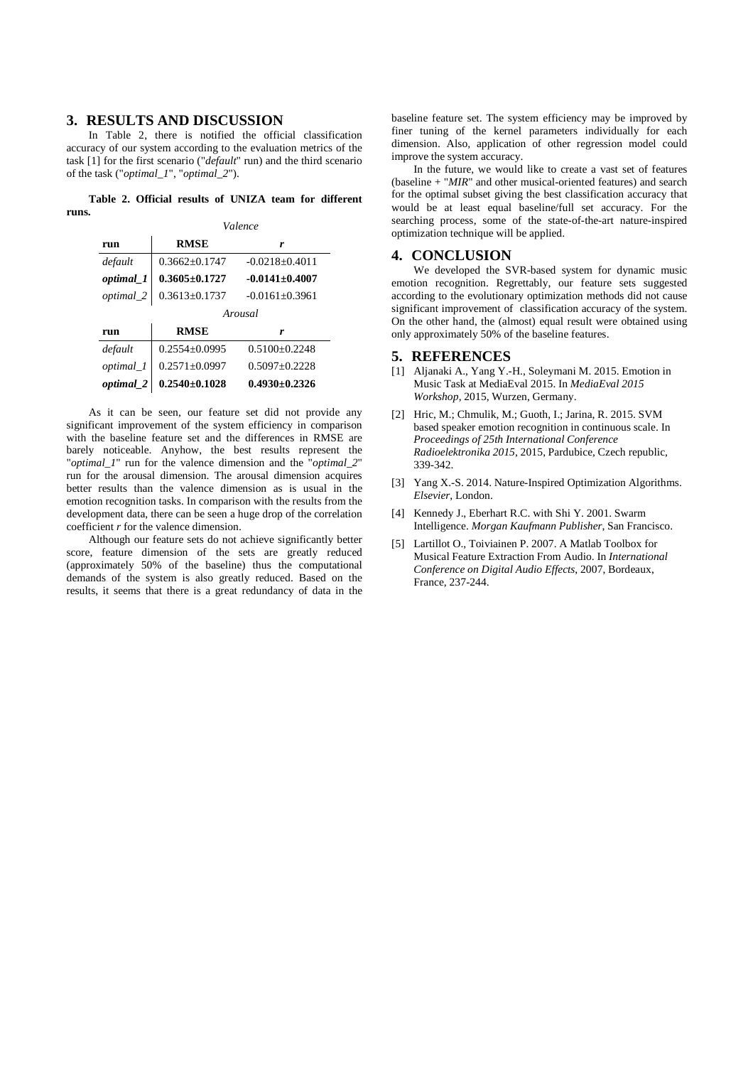## 3. RESULTS AND DISCUSSION

In Table 2, there is notified the official classification accuracy of our system according to the evaluation metrics of the task [1] for the first scenario ("*default*" run) and the third scenario of the task ("*optimal_1*", "*optimal_2*").

**Table 2. Official results of UNIZA team for different runs.**

| | *Valence* | |
|---|---|---|
| **run** | **RMSE** | ***r*** |
| *default* | 0.3662±0.1747 | -0.0218±0.4011 |
| ***optimal_1*** | **0.3605±0.1727** | **-0.0141±0.4007** |
| *optimal_2* | 0.3613±0.1737 | -0.0161±0.3961 |
| | *Arousal* | |
| **run** | **RMSE** | ***r*** |
| *default* | 0.2554±0.0995 | 0.5100±0.2248 |
| *optimal_1* | 0.2571±0.0997 | 0.5097±0.2228 |
| ***optimal_2*** | **0.2540±0.1028** | **0.4930±0.2326** |

As it can be seen, our feature set did not provide any significant improvement of the system efficiency in comparison with the baseline feature set and the differences in RMSE are barely noticeable. Anyhow, the best results represent the "*optimal_1*" run for the valence dimension and the "*optimal_2*" run for the arousal dimension. The arousal dimension acquires better results than the valence dimension as is usual in the emotion recognition tasks. In comparison with the results from the development data, there can be seen a huge drop of the correlation coefficient *r* for the valence dimension.

Although our feature sets do not achieve significantly better score, feature dimension of the sets are greatly reduced (approximately 50% of the baseline) thus the computational demands of the system is also greatly reduced. Based on the results, it seems that there is a great redundancy of data in the baseline feature set. The system efficiency may be improved by finer tuning of the kernel parameters individually for each dimension. Also, application of other regression model could improve the system accuracy.

In the future, we would like to create a vast set of features (baseline + "*MIR*" and other musical-oriented features) and search for the optimal subset giving the best classification accuracy that would be at least equal baseline/full set accuracy. For the searching process, some of the state-of-the-art nature-inspired optimization technique will be applied.

## 4. CONCLUSION

We developed the SVR-based system for dynamic music emotion recognition. Regrettably, our feature sets suggested according to the evolutionary optimization methods did not cause significant improvement of classification accuracy of the system. On the other hand, the (almost) equal result were obtained using only approximately 50% of the baseline features.

## 5. REFERENCES

[1] Aljanaki A., Yang Y.-H., Soleymani M. 2015. Emotion in Music Task at MediaEval 2015. In *MediaEval 2015 Workshop*, 2015, Wurzen, Germany.

[2] Hric, M.; Chmulik, M.; Guoth, I.; Jarina, R. 2015. SVM based speaker emotion recognition in continuous scale. In *Proceedings of 25th International Conference Radioelektronika 2015*, 2015, Pardubice, Czech republic, 339-342.

[3] Yang X.-S. 2014. Nature-Inspired Optimization Algorithms. *Elsevier*, London.

[4] Kennedy J., Eberhart R.C. with Shi Y. 2001. Swarm Intelligence. *Morgan Kaufmann Publisher*, San Francisco.

[5] Lartillot O., Toiviainen P. 2007. A Matlab Toolbox for Musical Feature Extraction From Audio. In *International Conference on Digital Audio Effects*, 2007, Bordeaux, France, 237-244.